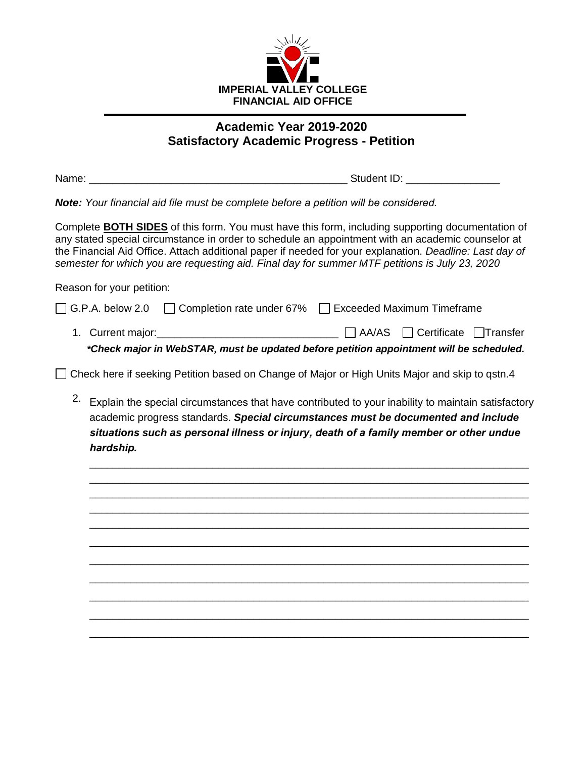**IMPERIAL VALLEY COLLEGE**
**FINANCIAL AID OFFICE**

---

## Academic Year 2019-2020
## Satisfactory Academic Progress - Petition

Name: ____________________________________________ Student ID: ________________

***Note:*** *Your financial aid file must be complete before a petition will be considered.*

Complete **BOTH SIDES** of this form. You must have this form, including supporting documentation of any stated special circumstance in order to schedule an appointment with an academic counselor at the Financial Aid Office. Attach additional paper if needed for your explanation. *Deadline: Last day of semester for which you are requesting aid. Final day for summer MTF petitions is July 23, 2020*

Reason for your petition:

☐ G.P.A. below 2.0 ☐ Completion rate under 67% ☐ Exceeded Maximum Timeframe

1. Current major:______________________________ ☐ AA/AS ☐ Certificate ☐ Transfer

   ***Check major in WebSTAR, must be updated before petition appointment will be scheduled.***

☐ Check here if seeking Petition based on Change of Major or High Units Major and skip to qstn.4

2. Explain the special circumstances that have contributed to your inability to maintain satisfactory academic progress standards. ***Special circumstances must be documented and include situations such as personal illness or injury, death of a family member or other undue hardship.***

   ___________________________________________________________________________

   ___________________________________________________________________________

   ___________________________________________________________________________

   ___________________________________________________________________________

   ___________________________________________________________________________

   ___________________________________________________________________________

   ___________________________________________________________________________

   ___________________________________________________________________________

   ___________________________________________________________________________

   ___________________________________________________________________________

   ___________________________________________________________________________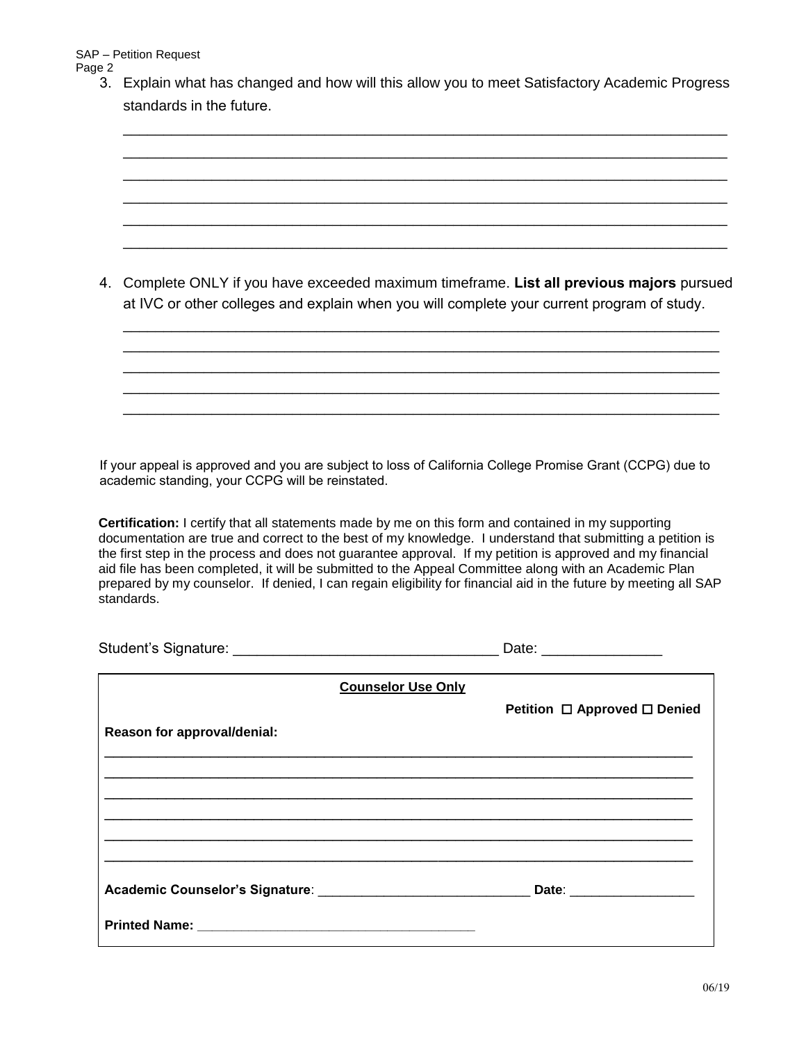3. Explain what has changed and how will this allow you to meet Satisfactory Academic Progress standards in the future.

______________________________________________________________________________
______________________________________________________________________________
______________________________________________________________________________
______________________________________________________________________________
______________________________________________________________________________
______________________________________________________________________________

4. Complete ONLY if you have exceeded maximum timeframe. **List all previous majors** pursued at IVC or other colleges and explain when you will complete your current program of study.

______________________________________________________________________________
______________________________________________________________________________
______________________________________________________________________________
______________________________________________________________________________
______________________________________________________________________________

If your appeal is approved and you are subject to loss of California College Promise Grant (CCPG) due to academic standing, your CCPG will be reinstated.

**Certification:** I certify that all statements made by me on this form and contained in my supporting documentation are true and correct to the best of my knowledge. I understand that submitting a petition is the first step in the process and does not guarantee approval. If my petition is approved and my financial aid file has been completed, it will be submitted to the Appeal Committee along with an Academic Plan prepared by my counselor. If denied, I can regain eligibility for financial aid in the future by meeting all SAP standards.

Student's Signature: ________________________________ Date: ______________

**Counselor Use Only**

**Petition ☐ Approved ☐ Denied**

**Reason for approval/denial:**

______________________________________________________________________________
______________________________________________________________________________
______________________________________________________________________________
______________________________________________________________________________
______________________________________________________________________________
______________________________________________________________________________

**Academic Counselor's Signature**: ____________________________ **Date**: ________________

**Printed Name:** ______________________________________

06/19